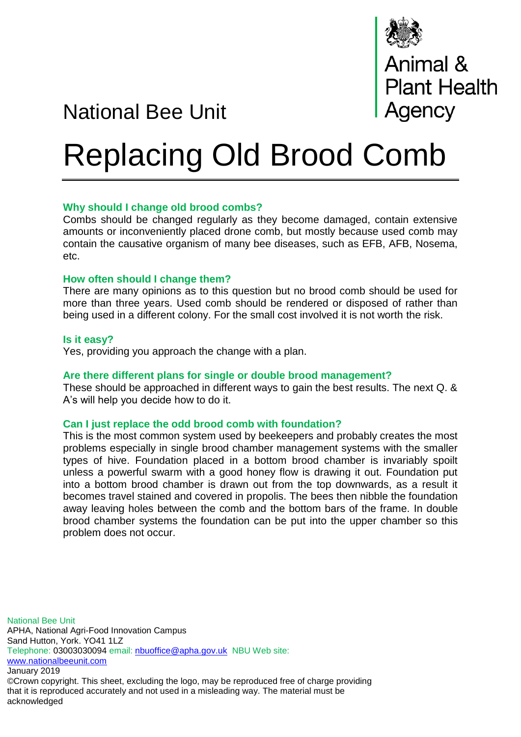National Bee Unit

Animal & Plant Health Agency

# Replacing Old Brood Comb

### Why should I change old brood combs?

Combs should be changed regularly as they become damaged, contain extensive amounts or inconveniently placed drone comb, but mostly because used comb may contain the causative organism of many bee diseases, such as EFB, AFB, Nosema, etc.

### How often should I change them?

There are many opinions as to this question but no brood comb should be used for more than three years. Used comb should be rendered or disposed of rather than being used in a different colony. For the small cost involved it is not worth the risk.

### Is it easy?

Yes, providing you approach the change with a plan.

### Are there different plans for single or double brood management?

These should be approached in different ways to gain the best results. The next Q. & A's will help you decide how to do it.

### Can I just replace the odd brood comb with foundation?

This is the most common system used by beekeepers and probably creates the most problems especially in single brood chamber management systems with the smaller types of hive. Foundation placed in a bottom brood chamber is invariably spoilt unless a powerful swarm with a good honey flow is drawing it out. Foundation put into a bottom brood chamber is drawn out from the top downwards, as a result it becomes travel stained and covered in propolis. The bees then nibble the foundation away leaving holes between the comb and the bottom bars of the frame. In double brood chamber systems the foundation can be put into the upper chamber so this problem does not occur.

National Bee Unit
APHA, National Agri-Food Innovation Campus
Sand Hutton, York. YO41 1LZ
Telephone: 03003030094 email: nbuoffice@apha.gov.uk NBU Web site: www.nationalbeeunit.com
January 2019
©Crown copyright. This sheet, excluding the logo, may be reproduced free of charge providing that it is reproduced accurately and not used in a misleading way. The material must be acknowledged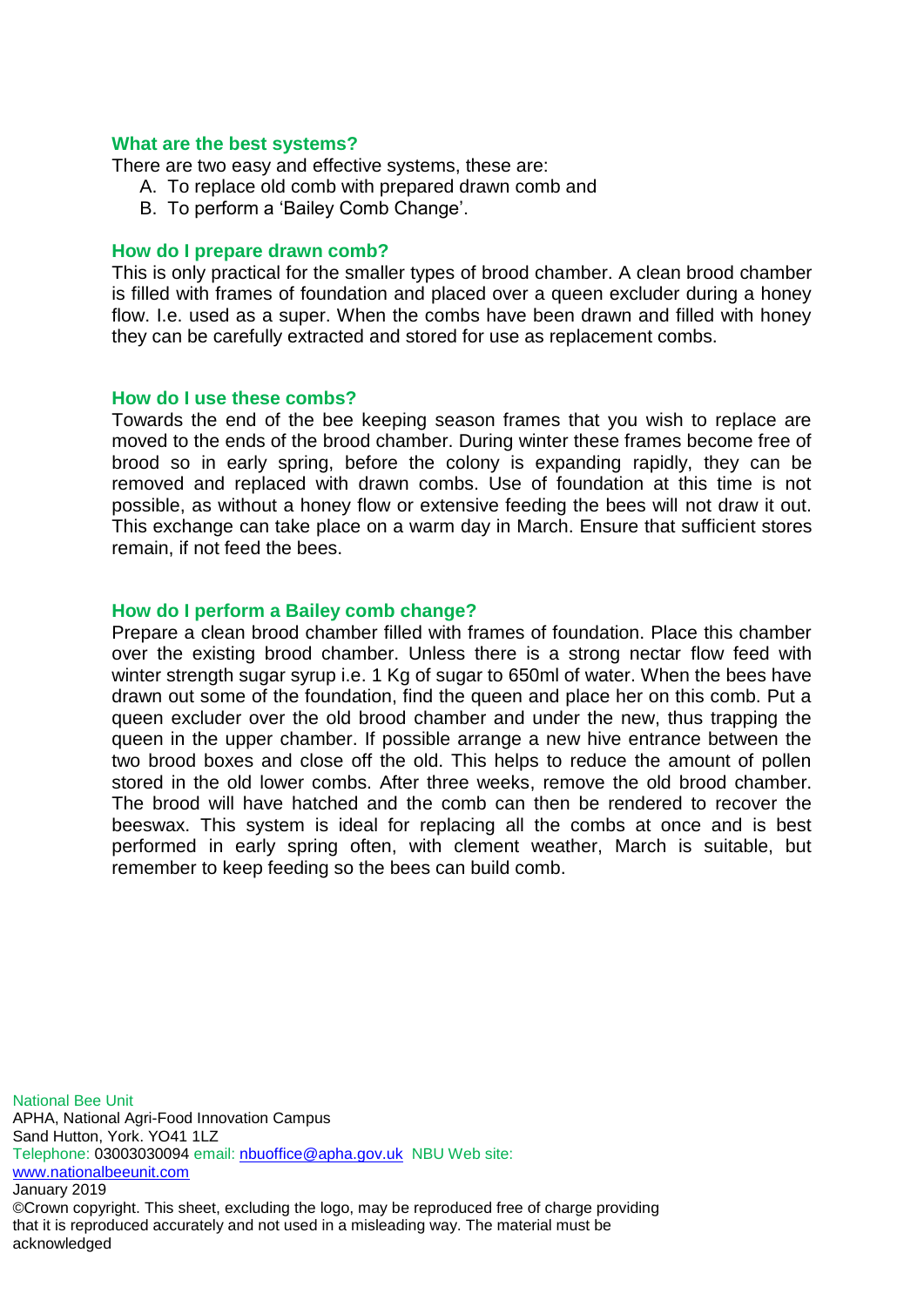### What are the best systems?

There are two easy and effective systems, these are:

A. To replace old comb with prepared drawn comb and
B. To perform a 'Bailey Comb Change'.

### How do I prepare drawn comb?

This is only practical for the smaller types of brood chamber. A clean brood chamber is filled with frames of foundation and placed over a queen excluder during a honey flow. I.e. used as a super. When the combs have been drawn and filled with honey they can be carefully extracted and stored for use as replacement combs.

### How do I use these combs?

Towards the end of the bee keeping season frames that you wish to replace are moved to the ends of the brood chamber. During winter these frames become free of brood so in early spring, before the colony is expanding rapidly, they can be removed and replaced with drawn combs. Use of foundation at this time is not possible, as without a honey flow or extensive feeding the bees will not draw it out. This exchange can take place on a warm day in March. Ensure that sufficient stores remain, if not feed the bees.

### How do I perform a Bailey comb change?

Prepare a clean brood chamber filled with frames of foundation. Place this chamber over the existing brood chamber. Unless there is a strong nectar flow feed with winter strength sugar syrup i.e. 1 Kg of sugar to 650ml of water. When the bees have drawn out some of the foundation, find the queen and place her on this comb. Put a queen excluder over the old brood chamber and under the new, thus trapping the queen in the upper chamber. If possible arrange a new hive entrance between the two brood boxes and close off the old. This helps to reduce the amount of pollen stored in the old lower combs. After three weeks, remove the old brood chamber. The brood will have hatched and the comb can then be rendered to recover the beeswax. This system is ideal for replacing all the combs at once and is best performed in early spring often, with clement weather, March is suitable, but remember to keep feeding so the bees can build comb.

National Bee Unit
APHA, National Agri-Food Innovation Campus
Sand Hutton, York. YO41 1LZ
Telephone: 03003030094 email: nbuoffice@apha.gov.uk NBU Web site: www.nationalbeeunit.com
January 2019
©Crown copyright. This sheet, excluding the logo, may be reproduced free of charge providing that it is reproduced accurately and not used in a misleading way. The material must be acknowledged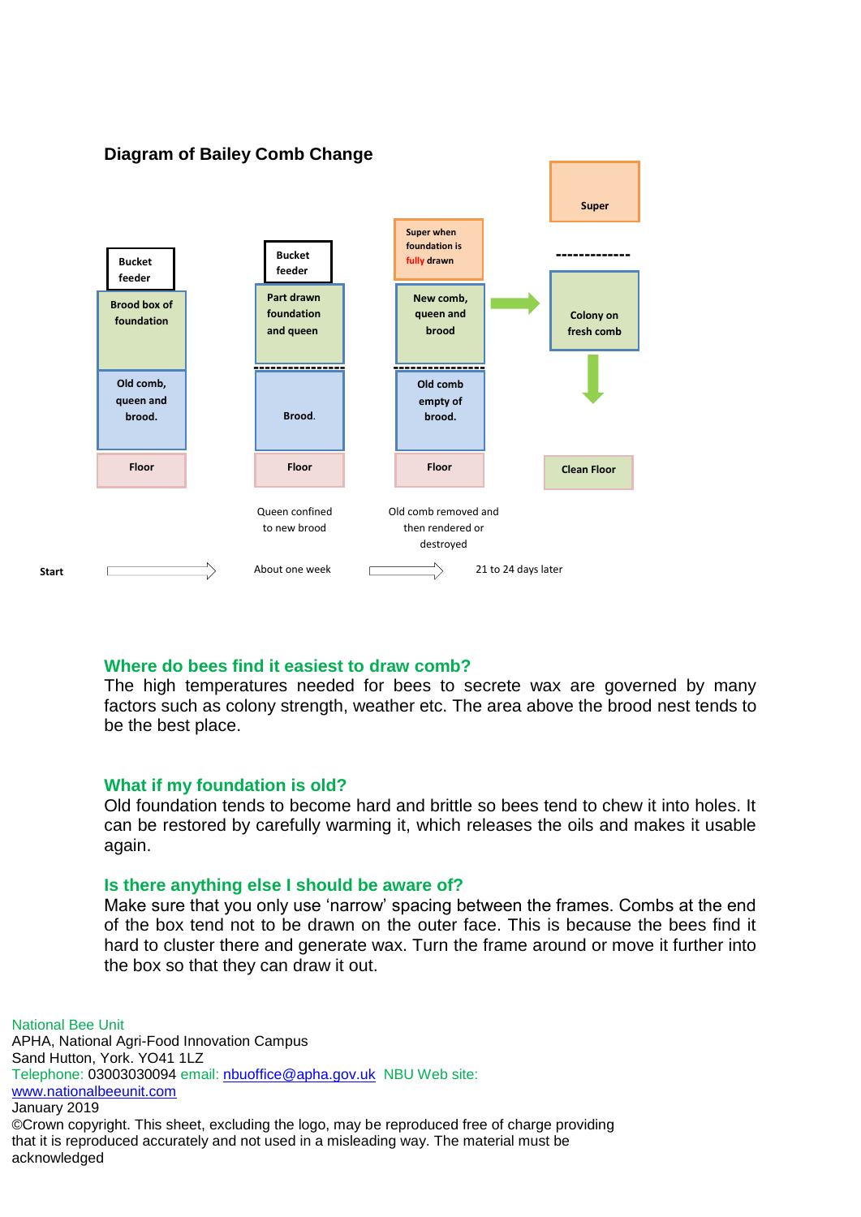## Diagram of Bailey Comb Change

Bucket feeder

Brood box of foundation

Old comb, queen and brood.

Floor

Bucket feeder

Part drawn foundation and queen

Brood.

Floor

Queen confined to new brood

Super when foundation is fully drawn

New comb, queen and brood

Old comb empty of brood.

Floor

Old comb removed and then rendered or destroyed

Super

Colony on fresh comb

Clean Floor

Start

About one week

21 to 24 days later

### Where do bees find it easiest to draw comb?

The high temperatures needed for bees to secrete wax are governed by many factors such as colony strength, weather etc. The area above the brood nest tends to be the best place.

### What if my foundation is old?

Old foundation tends to become hard and brittle so bees tend to chew it into holes. It can be restored by carefully warming it, which releases the oils and makes it usable again.

### Is there anything else I should be aware of?

Make sure that you only use 'narrow' spacing between the frames. Combs at the end of the box tend not to be drawn on the outer face. This is because the bees find it hard to cluster there and generate wax. Turn the frame around or move it further into the box so that they can draw it out.

National Bee Unit
APHA, National Agri-Food Innovation Campus
Sand Hutton, York. YO41 1LZ
Telephone: 03003030094 email: nbuoffice@apha.gov.uk NBU Web site:
www.nationalbeeunit.com
January 2019
©Crown copyright. This sheet, excluding the logo, may be reproduced free of charge providing that it is reproduced accurately and not used in a misleading way. The material must be acknowledged